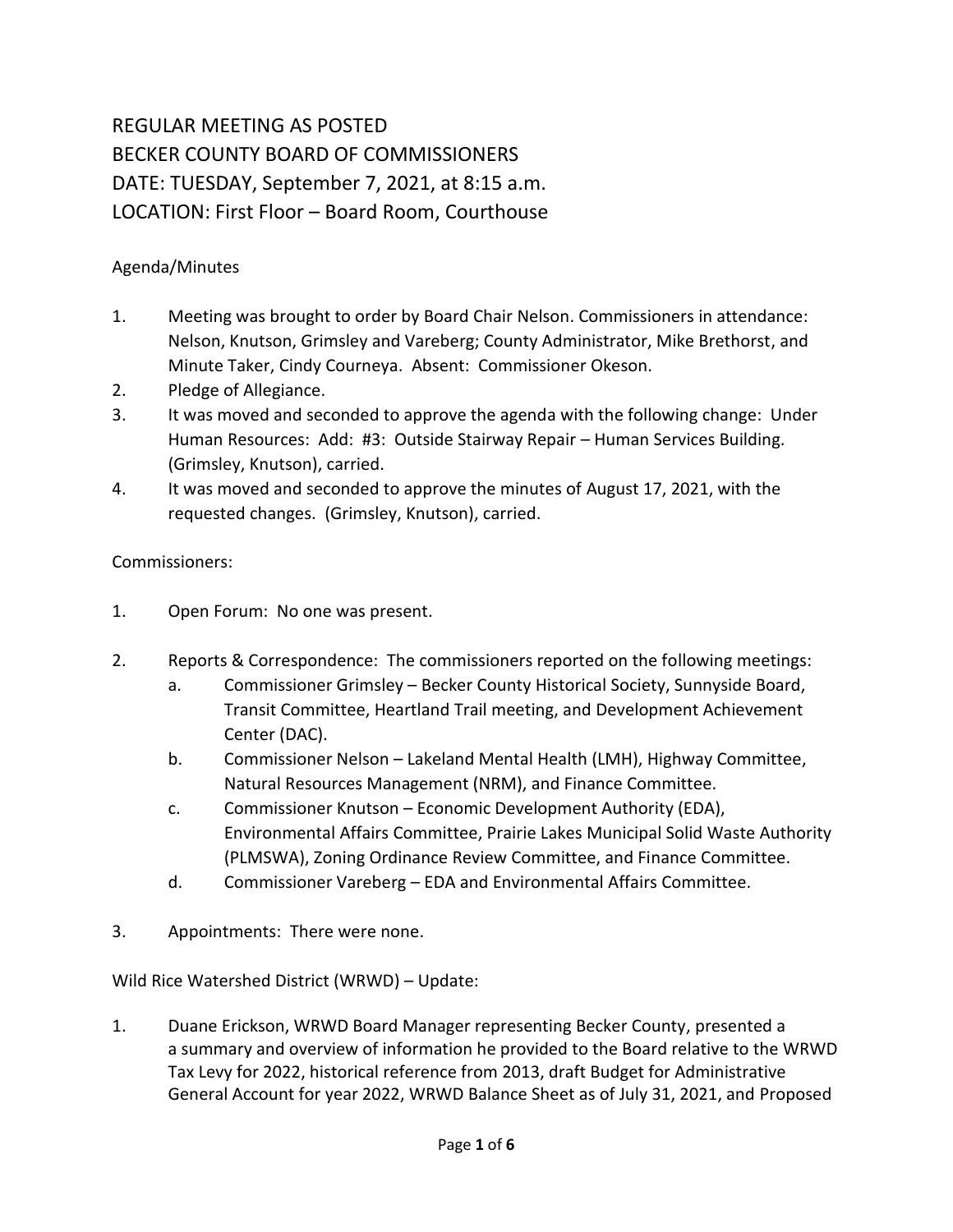# REGULAR MEETING AS POSTED
# BECKER COUNTY BOARD OF COMMISSIONERS
# DATE: TUESDAY, September 7, 2021, at 8:15 a.m.
# LOCATION: First Floor – Board Room, Courthouse

Agenda/Minutes

1. Meeting was brought to order by Board Chair Nelson. Commissioners in attendance: Nelson, Knutson, Grimsley and Vareberg; County Administrator, Mike Brethorst, and Minute Taker, Cindy Courneya. Absent: Commissioner Okeson.
2. Pledge of Allegiance.
3. It was moved and seconded to approve the agenda with the following change: Under Human Resources: Add: #3: Outside Stairway Repair – Human Services Building. (Grimsley, Knutson), carried.
4. It was moved and seconded to approve the minutes of August 17, 2021, with the requested changes. (Grimsley, Knutson), carried.

Commissioners:

1. Open Forum: No one was present.

2. Reports & Correspondence: The commissioners reported on the following meetings:
   a. Commissioner Grimsley – Becker County Historical Society, Sunnyside Board, Transit Committee, Heartland Trail meeting, and Development Achievement Center (DAC).
   b. Commissioner Nelson – Lakeland Mental Health (LMH), Highway Committee, Natural Resources Management (NRM), and Finance Committee.
   c. Commissioner Knutson – Economic Development Authority (EDA), Environmental Affairs Committee, Prairie Lakes Municipal Solid Waste Authority (PLMSWA), Zoning Ordinance Review Committee, and Finance Committee.
   d. Commissioner Vareberg – EDA and Environmental Affairs Committee.

3. Appointments: There were none.

Wild Rice Watershed District (WRWD) – Update:

1. Duane Erickson, WRWD Board Manager representing Becker County, presented a a summary and overview of information he provided to the Board relative to the WRWD Tax Levy for 2022, historical reference from 2013, draft Budget for Administrative General Account for year 2022, WRWD Balance Sheet as of July 31, 2021, and Proposed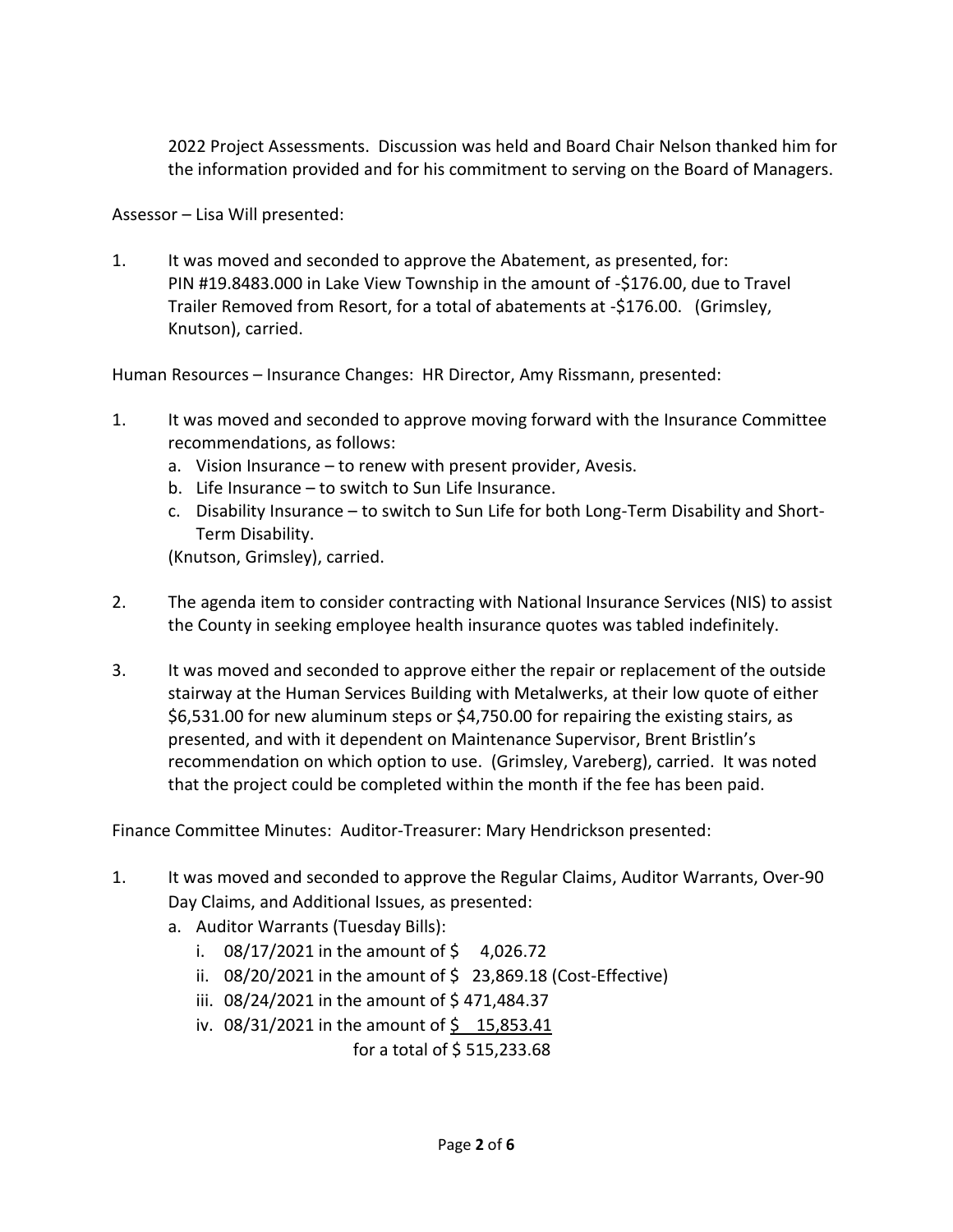2022 Project Assessments. Discussion was held and Board Chair Nelson thanked him for the information provided and for his commitment to serving on the Board of Managers.

Assessor – Lisa Will presented:

1. It was moved and seconded to approve the Abatement, as presented, for: PIN #19.8483.000 in Lake View Township in the amount of -$176.00, due to Travel Trailer Removed from Resort, for a total of abatements at -$176.00. (Grimsley, Knutson), carried.

Human Resources – Insurance Changes: HR Director, Amy Rissmann, presented:

1. It was moved and seconded to approve moving forward with the Insurance Committee recommendations, as follows:
   a. Vision Insurance – to renew with present provider, Avesis.
   b. Life Insurance – to switch to Sun Life Insurance.
   c. Disability Insurance – to switch to Sun Life for both Long-Term Disability and Short-Term Disability.

   (Knutson, Grimsley), carried.

2. The agenda item to consider contracting with National Insurance Services (NIS) to assist the County in seeking employee health insurance quotes was tabled indefinitely.

3. It was moved and seconded to approve either the repair or replacement of the outside stairway at the Human Services Building with Metalwerks, at their low quote of either $6,531.00 for new aluminum steps or $4,750.00 for repairing the existing stairs, as presented, and with it dependent on Maintenance Supervisor, Brent Bristlin's recommendation on which option to use. (Grimsley, Vareberg), carried. It was noted that the project could be completed within the month if the fee has been paid.

Finance Committee Minutes: Auditor-Treasurer: Mary Hendrickson presented:

1. It was moved and seconded to approve the Regular Claims, Auditor Warrants, Over-90 Day Claims, and Additional Issues, as presented:
   a. Auditor Warrants (Tuesday Bills):
      i. 08/17/2021 in the amount of $ 4,026.72
      ii. 08/20/2021 in the amount of $ 23,869.18 (Cost-Effective)
      iii. 08/24/2021 in the amount of $ 471,484.37
      iv. 08/31/2021 in the amount of $ 15,853.41

      for a total of $ 515,233.68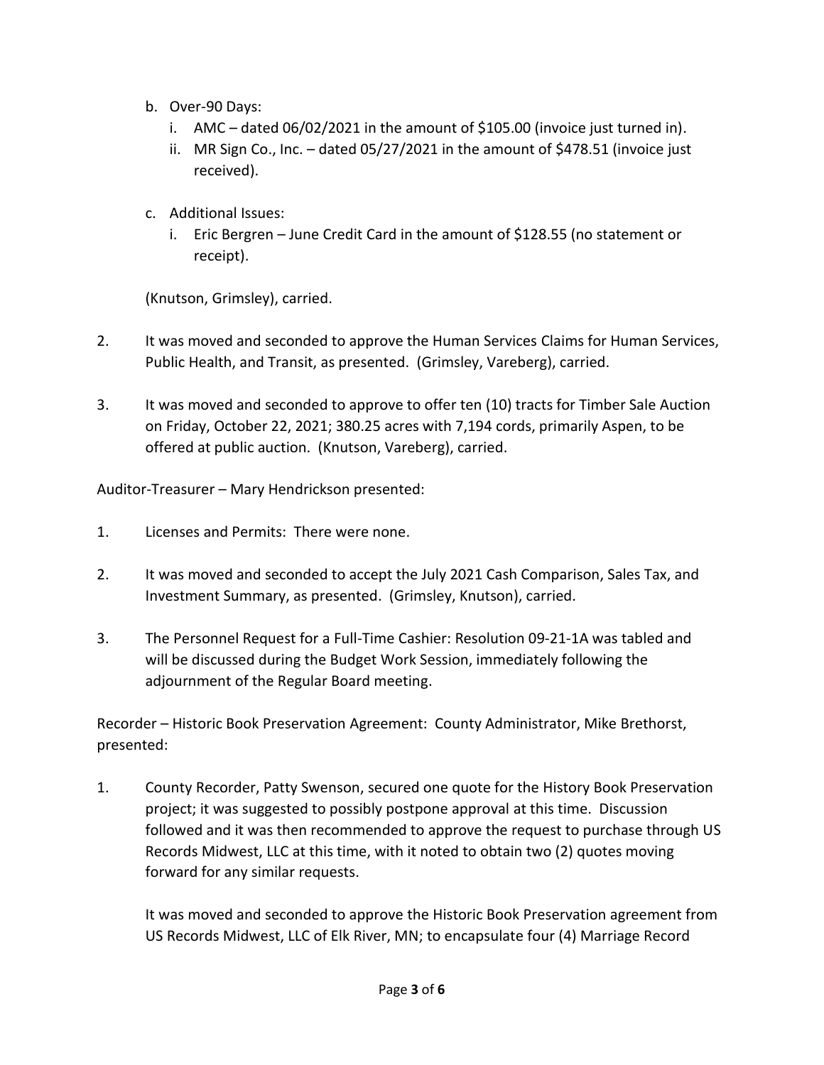b. Over-90 Days:
   i. AMC – dated 06/02/2021 in the amount of $105.00 (invoice just turned in).
   ii. MR Sign Co., Inc. – dated 05/27/2021 in the amount of $478.51 (invoice just received).

c. Additional Issues:
   i. Eric Bergren – June Credit Card in the amount of $128.55 (no statement or receipt).

(Knutson, Grimsley), carried.

2. It was moved and seconded to approve the Human Services Claims for Human Services, Public Health, and Transit, as presented. (Grimsley, Vareberg), carried.

3. It was moved and seconded to approve to offer ten (10) tracts for Timber Sale Auction on Friday, October 22, 2021; 380.25 acres with 7,194 cords, primarily Aspen, to be offered at public auction. (Knutson, Vareberg), carried.

Auditor-Treasurer – Mary Hendrickson presented:

1. Licenses and Permits: There were none.

2. It was moved and seconded to accept the July 2021 Cash Comparison, Sales Tax, and Investment Summary, as presented. (Grimsley, Knutson), carried.

3. The Personnel Request for a Full-Time Cashier: Resolution 09-21-1A was tabled and will be discussed during the Budget Work Session, immediately following the adjournment of the Regular Board meeting.

Recorder – Historic Book Preservation Agreement: County Administrator, Mike Brethorst, presented:

1. County Recorder, Patty Swenson, secured one quote for the History Book Preservation project; it was suggested to possibly postpone approval at this time. Discussion followed and it was then recommended to approve the request to purchase through US Records Midwest, LLC at this time, with it noted to obtain two (2) quotes moving forward for any similar requests.

   It was moved and seconded to approve the Historic Book Preservation agreement from US Records Midwest, LLC of Elk River, MN; to encapsulate four (4) Marriage Record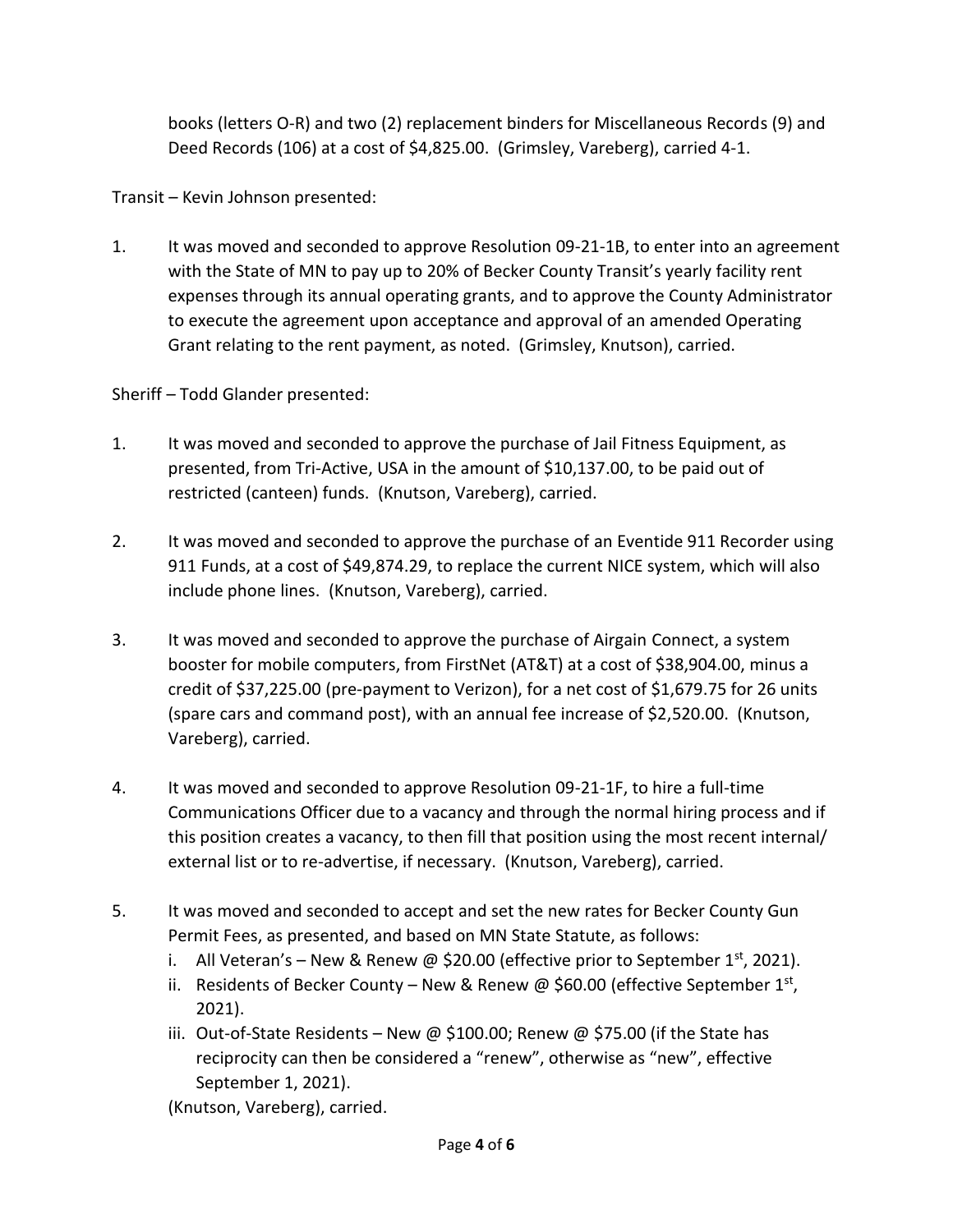books (letters O-R) and two (2) replacement binders for Miscellaneous Records (9) and Deed Records (106) at a cost of $4,825.00. (Grimsley, Vareberg), carried 4-1.

Transit – Kevin Johnson presented:

1. It was moved and seconded to approve Resolution 09-21-1B, to enter into an agreement with the State of MN to pay up to 20% of Becker County Transit's yearly facility rent expenses through its annual operating grants, and to approve the County Administrator to execute the agreement upon acceptance and approval of an amended Operating Grant relating to the rent payment, as noted. (Grimsley, Knutson), carried.

Sheriff – Todd Glander presented:

1. It was moved and seconded to approve the purchase of Jail Fitness Equipment, as presented, from Tri-Active, USA in the amount of $10,137.00, to be paid out of restricted (canteen) funds. (Knutson, Vareberg), carried.

2. It was moved and seconded to approve the purchase of an Eventide 911 Recorder using 911 Funds, at a cost of $49,874.29, to replace the current NICE system, which will also include phone lines. (Knutson, Vareberg), carried.

3. It was moved and seconded to approve the purchase of Airgain Connect, a system booster for mobile computers, from FirstNet (AT&T) at a cost of $38,904.00, minus a credit of $37,225.00 (pre-payment to Verizon), for a net cost of $1,679.75 for 26 units (spare cars and command post), with an annual fee increase of $2,520.00. (Knutson, Vareberg), carried.

4. It was moved and seconded to approve Resolution 09-21-1F, to hire a full-time Communications Officer due to a vacancy and through the normal hiring process and if this position creates a vacancy, to then fill that position using the most recent internal/ external list or to re-advertise, if necessary. (Knutson, Vareberg), carried.

5. It was moved and seconded to accept and set the new rates for Becker County Gun Permit Fees, as presented, and based on MN State Statute, as follows:
   i. All Veteran's – New & Renew @ $20.00 (effective prior to September 1st, 2021).
   ii. Residents of Becker County – New & Renew @ $60.00 (effective September 1st, 2021).
   iii. Out-of-State Residents – New @ $100.00; Renew @ $75.00 (if the State has reciprocity can then be considered a "renew", otherwise as "new", effective September 1, 2021).

   (Knutson, Vareberg), carried.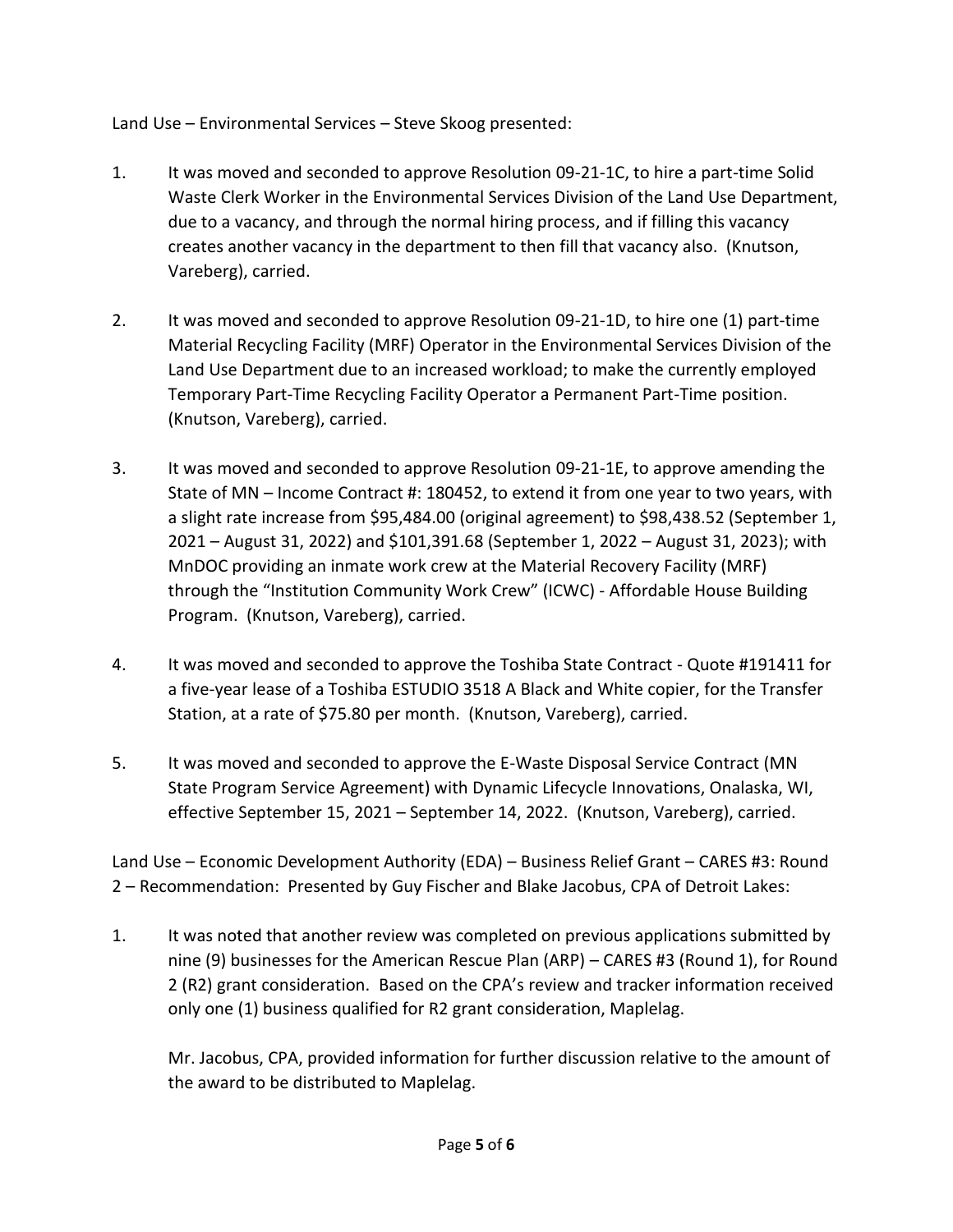Land Use – Environmental Services – Steve Skoog presented:

1. It was moved and seconded to approve Resolution 09-21-1C, to hire a part-time Solid Waste Clerk Worker in the Environmental Services Division of the Land Use Department, due to a vacancy, and through the normal hiring process, and if filling this vacancy creates another vacancy in the department to then fill that vacancy also. (Knutson, Vareberg), carried.

2. It was moved and seconded to approve Resolution 09-21-1D, to hire one (1) part-time Material Recycling Facility (MRF) Operator in the Environmental Services Division of the Land Use Department due to an increased workload; to make the currently employed Temporary Part-Time Recycling Facility Operator a Permanent Part-Time position. (Knutson, Vareberg), carried.

3. It was moved and seconded to approve Resolution 09-21-1E, to approve amending the State of MN – Income Contract #: 180452, to extend it from one year to two years, with a slight rate increase from $95,484.00 (original agreement) to $98,438.52 (September 1, 2021 – August 31, 2022) and $101,391.68 (September 1, 2022 – August 31, 2023); with MnDOC providing an inmate work crew at the Material Recovery Facility (MRF) through the "Institution Community Work Crew" (ICWC) - Affordable House Building Program. (Knutson, Vareberg), carried.

4. It was moved and seconded to approve the Toshiba State Contract - Quote #191411 for a five-year lease of a Toshiba ESTUDIO 3518 A Black and White copier, for the Transfer Station, at a rate of $75.80 per month. (Knutson, Vareberg), carried.

5. It was moved and seconded to approve the E-Waste Disposal Service Contract (MN State Program Service Agreement) with Dynamic Lifecycle Innovations, Onalaska, WI, effective September 15, 2021 – September 14, 2022. (Knutson, Vareberg), carried.

Land Use – Economic Development Authority (EDA) – Business Relief Grant – CARES #3: Round 2 – Recommendation: Presented by Guy Fischer and Blake Jacobus, CPA of Detroit Lakes:

1. It was noted that another review was completed on previous applications submitted by nine (9) businesses for the American Rescue Plan (ARP) – CARES #3 (Round 1), for Round 2 (R2) grant consideration. Based on the CPA's review and tracker information received only one (1) business qualified for R2 grant consideration, Maplelag.

   Mr. Jacobus, CPA, provided information for further discussion relative to the amount of the award to be distributed to Maplelag.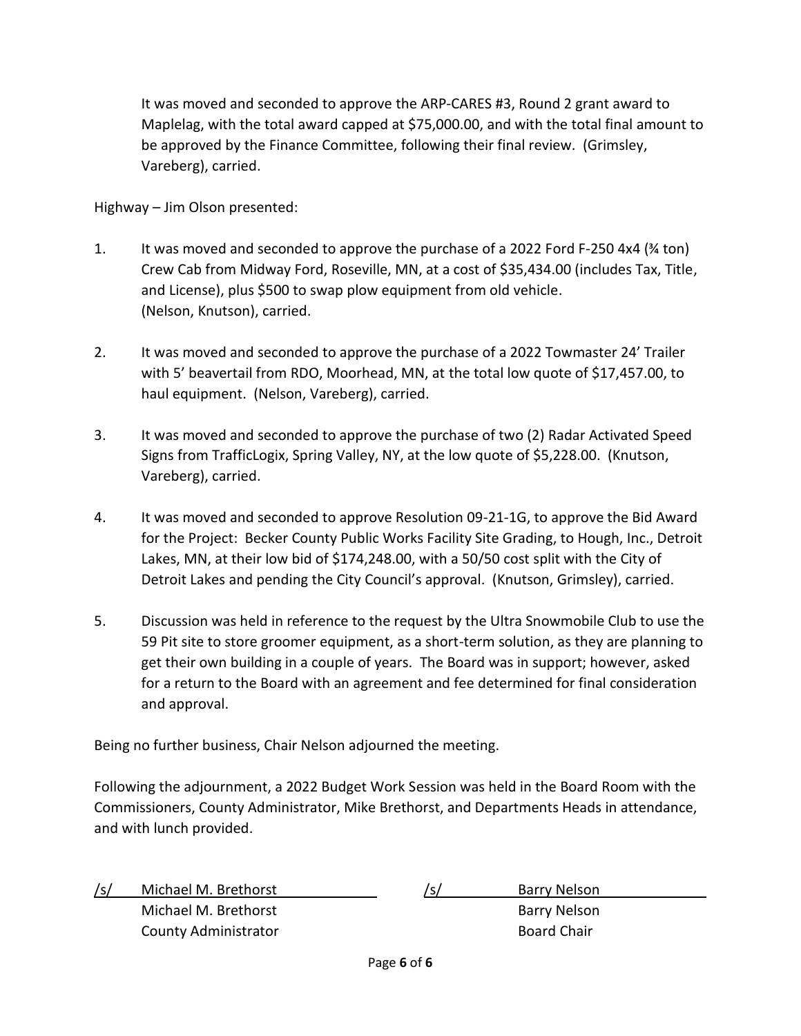It was moved and seconded to approve the ARP-CARES #3, Round 2 grant award to Maplelag, with the total award capped at $75,000.00, and with the total final amount to be approved by the Finance Committee, following their final review. (Grimsley, Vareberg), carried.

Highway – Jim Olson presented:

1. It was moved and seconded to approve the purchase of a 2022 Ford F-250 4x4 (¾ ton) Crew Cab from Midway Ford, Roseville, MN, at a cost of $35,434.00 (includes Tax, Title, and License), plus $500 to swap plow equipment from old vehicle. (Nelson, Knutson), carried.

2. It was moved and seconded to approve the purchase of a 2022 Towmaster 24' Trailer with 5' beavertail from RDO, Moorhead, MN, at the total low quote of $17,457.00, to haul equipment. (Nelson, Vareberg), carried.

3. It was moved and seconded to approve the purchase of two (2) Radar Activated Speed Signs from TrafficLogix, Spring Valley, NY, at the low quote of $5,228.00. (Knutson, Vareberg), carried.

4. It was moved and seconded to approve Resolution 09-21-1G, to approve the Bid Award for the Project: Becker County Public Works Facility Site Grading, to Hough, Inc., Detroit Lakes, MN, at their low bid of $174,248.00, with a 50/50 cost split with the City of Detroit Lakes and pending the City Council's approval. (Knutson, Grimsley), carried.

5. Discussion was held in reference to the request by the Ultra Snowmobile Club to use the 59 Pit site to store groomer equipment, as a short-term solution, as they are planning to get their own building in a couple of years. The Board was in support; however, asked for a return to the Board with an agreement and fee determined for final consideration and approval.

Being no further business, Chair Nelson adjourned the meeting.

Following the adjournment, a 2022 Budget Work Session was held in the Board Room with the Commissioners, County Administrator, Mike Brethorst, and Departments Heads in attendance, and with lunch provided.

/s/ Michael M. Brethorst
Michael M. Brethorst
County Administrator

/s/ Barry Nelson
Barry Nelson
Board Chair